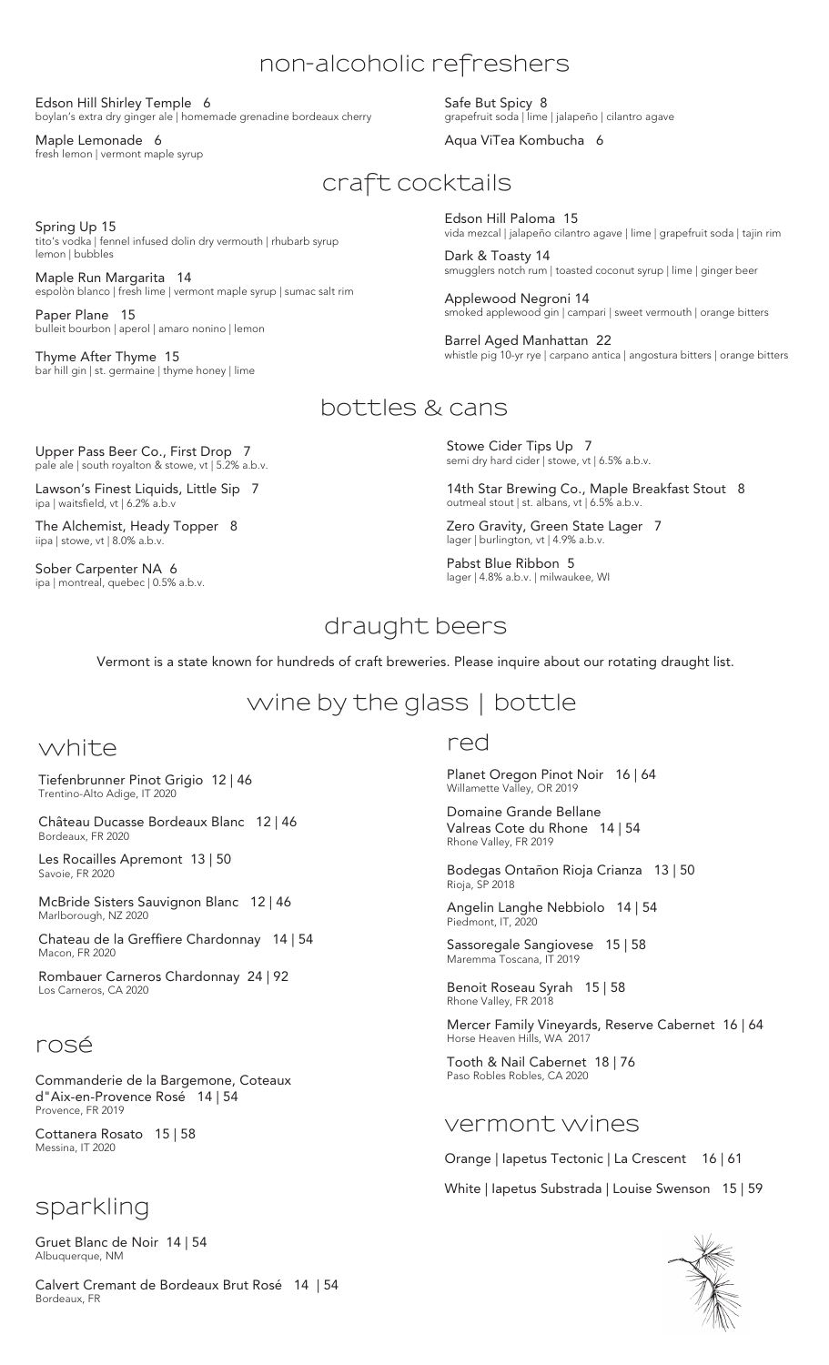# non-alcoholic refreshers

Edson Hill Shirley Temple 6
boylan's extra dry ginger ale | homemade grenadine bordeaux cherry

Maple Lemonade 6
fresh lemon | vermont maple syrup

Safe But Spicy 8
grapefruit soda | lime | jalapeño | cilantro agave

Aqua ViTea Kombucha 6

# craft cocktails

Spring Up 15
tito's vodka | fennel infused dolin dry vermouth | rhubarb syrup
lemon | bubbles

Maple Run Margarita 14
espolòn blanco | fresh lime | vermont maple syrup | sumac salt rim

Paper Plane 15
bulleit bourbon | aperol | amaro nonino | lemon

Thyme After Thyme 15
bar hill gin | st. germaine | thyme honey | lime

Edson Hill Paloma 15
vida mezcal | jalapeño cilantro agave | lime | grapefruit soda | tajin rim

Dark & Toasty 14
smugglers notch rum | toasted coconut syrup | lime | ginger beer

Applewood Negroni 14
smoked applewood gin | campari | sweet vermouth | orange bitters

Barrel Aged Manhattan 22
whistle pig 10-yr rye | carpano antica | angostura bitters | orange bitters

# bottles & cans

Upper Pass Beer Co., First Drop 7
pale ale | south royalton & stowe, vt | 5.2% a.b.v.

Lawson's Finest Liquids, Little Sip 7
ipa | waitsfield, vt | 6.2% a.b.v

The Alchemist, Heady Topper 8
iipa | stowe, vt | 8.0% a.b.v.

Sober Carpenter NA 6
ipa | montreal, quebec | 0.5% a.b.v.

Stowe Cider Tips Up 7
semi dry hard cider | stowe, vt | 6.5% a.b.v.

14th Star Brewing Co., Maple Breakfast Stout 8
outmeal stout | st. albans, vt | 6.5% a.b.v.

Zero Gravity, Green State Lager 7
lager | burlington, vt | 4.9% a.b.v.

Pabst Blue Ribbon 5
lager | 4.8% a.b.v. | milwaukee, WI

# draught beers

Vermont is a state known for hundreds of craft breweries. Please inquire about our rotating draught list.

# wine by the glass | bottle

## white

Tiefenbrunner Pinot Grigio 12 | 46
Trentino-Alto Adige, IT 2020

Château Ducasse Bordeaux Blanc 12 | 46
Bordeaux, FR 2020

Les Rocailles Apremont 13 | 50
Savoie, FR 2020

McBride Sisters Sauvignon Blanc 12 | 46
Marlborough, NZ 2020

Chateau de la Greffiere Chardonnay 14 | 54
Macon, FR 2020

Rombauer Carneros Chardonnay 24 | 92
Los Carneros, CA 2020

## rosé

Commanderie de la Bargemone, Coteaux d"Aix-en-Provence Rosé 14 | 54
Provence, FR 2019

Cottanera Rosato 15 | 58
Messina, IT 2020

## sparkling

Gruet Blanc de Noir 14 | 54
Albuquerque, NM

Calvert Cremant de Bordeaux Brut Rosé 14 | 54
Bordeaux, FR

## red

Planet Oregon Pinot Noir 16 | 64
Willamette Valley, OR 2019

Domaine Grande Bellane Valreas Cote du Rhone 14 | 54
Rhone Valley, FR 2019

Bodegas Ontañon Rioja Crianza 13 | 50
Rioja, SP 2018

Angelin Langhe Nebbiolo 14 | 54
Piedmont, IT, 2020

Sassoregale Sangiovese 15 | 58
Maremma Toscana, IT 2019

Benoit Roseau Syrah 15 | 58
Rhone Valley, FR 2018

Mercer Family Vineyards, Reserve Cabernet 16 | 64
Horse Heaven Hills, WA 2017

Tooth & Nail Cabernet 18 | 76
Paso Robles Robles, CA 2020

## vermont wines

Orange | Iapetus Tectonic | La Crescent 16 | 61

White | Iapetus Substrada | Louise Swenson 15 | 59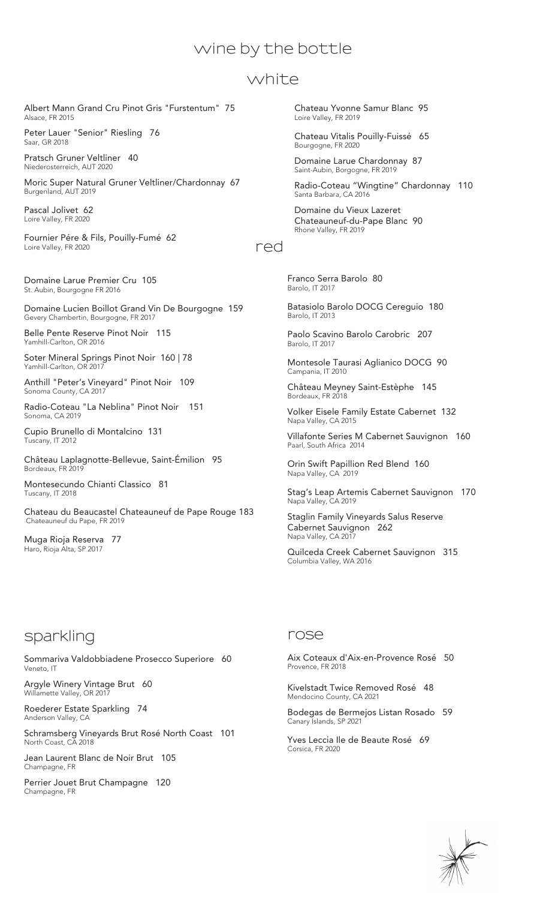# wine by the bottle

## white

Albert Mann Grand Cru Pinot Gris "Furstentum" 75
Alsace, FR 2015

Peter Lauer "Senior" Riesling 76
Saar, GR 2018

Pratsch Gruner Veltliner 40
Niederosterreich, AUT 2020

Moric Super Natural Gruner Veltliner/Chardonnay 67
Burgenland, AUT 2019

Pascal Jolivet 62
Loire Valley, FR 2020

Fournier Pére & Fils, Pouilly-Fumé 62
Loire Valley, FR 2020

Chateau Yvonne Samur Blanc 95
Loire Valley, FR 2019

Chateau Vitalis Pouilly-Fuissé 65
Bourgogne, FR 2020

Domaine Larue Chardonnay 87
Saint-Aubin, Borgogne, FR 2019

Radio-Coteau "Wingtine" Chardonnay 110
Santa Barbara, CA 2016

Domaine du Vieux Lazeret Chateauneuf-du-Pape Blanc 90
Rhone Valley, FR 2019

## red

Domaine Larue Premier Cru 105
St. Aubin, Bourgogne FR 2016

Domaine Lucien Boillot Grand Vin De Bourgogne 159
Gevery Chambertin, Bourgogne, FR 2017

Belle Pente Reserve Pinot Noir 115
Yamhill-Carlton, OR 2016

Soter Mineral Springs Pinot Noir 160 | 78
Yamhill-Carlton, OR 2017

Anthill "Peter's Vineyard" Pinot Noir 109
Sonoma County, CA 2017

Radio-Coteau "La Neblina" Pinot Noir 151
Sonoma, CA 2019

Cupio Brunello di Montalcino 131
Tuscany, IT 2012

Château Laplagnotte-Bellevue, Saint-Émilion 95
Bordeaux, FR 2019

Montesecundo Chianti Classico 81
Tuscany, IT 2018

Chateau du Beaucastel Chateauneuf de Pape Rouge 183
Chateauneuf du Pape, FR 2019

Muga Rioja Reserva 77
Haro, Rioja Alta, SP 2017

Franco Serra Barolo 80
Barolo, IT 2017

Batasiolo Barolo DOCG Cereguio 180
Barolo, IT 2013

Paolo Scavino Barolo Carobric 207
Barolo, IT 2017

Montesole Taurasi Aglianico DOCG 90
Campania, IT 2010

Château Meyney Saint-Estèphe 145
Bordeaux, FR 2018

Volker Eisele Family Estate Cabernet 132
Napa Valley, CA 2015

Villafonte Series M Cabernet Sauvignon 160
Paarl, South Africa 2014

Orin Swift Papillion Red Blend 160
Napa Valley, CA 2019

Stag's Leap Artemis Cabernet Sauvignon 170
Napa Valley, CA 2019

Staglin Family Vineyards Salus Reserve Cabernet Sauvignon 262
Napa Valley, CA 2017

Quilceda Creek Cabernet Sauvignon 315
Columbia Valley, WA 2016

## sparkling

Sommariva Valdobbiadene Prosecco Superiore 60
Veneto, IT

Argyle Winery Vintage Brut 60
Willamette Valley, OR 2017

Roederer Estate Sparkling 74
Anderson Valley, CA

Schramsberg Vineyards Brut Rosé North Coast 101
North Coast, CA 2018

Jean Laurent Blanc de Noir Brut 105
Champagne, FR

Perrier Jouet Brut Champagne 120
Champagne, FR

## rose

Aix Coteaux d'Aix-en-Provence Rosé 50
Provence, FR 2018

Kivelstadt Twice Removed Rosé 48
Mendocino County, CA 2021

Bodegas de Bermejos Listan Rosado 59
Canary Islands, SP 2021

Yves Leccia Ile de Beaute Rosé 69
Corsica, FR 2020